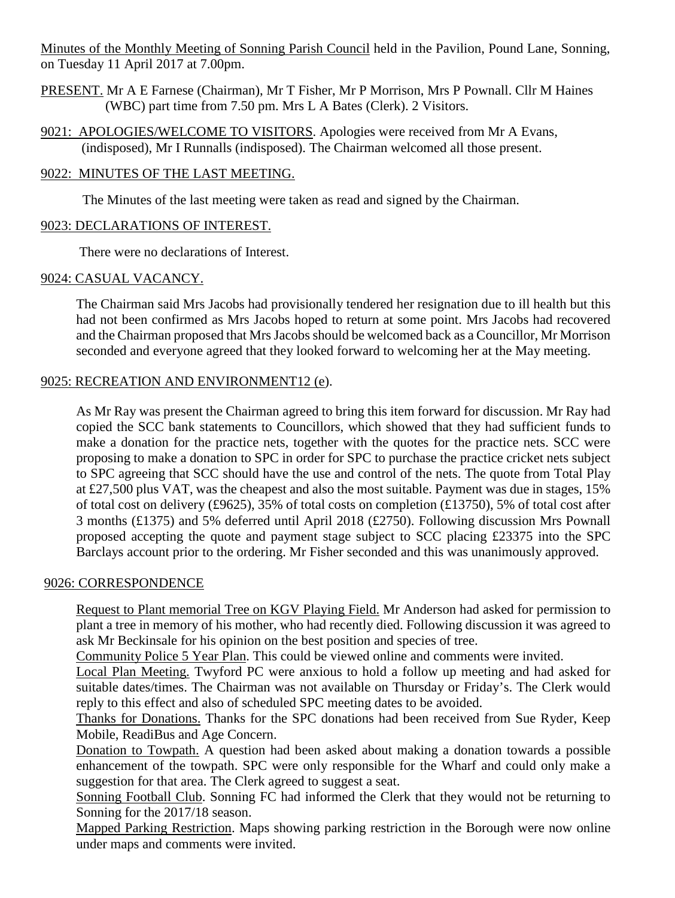Minutes of the Monthly Meeting of Sonning Parish Council held in the Pavilion, Pound Lane, Sonning, on Tuesday 11 April 2017 at 7.00pm.

PRESENT. Mr A E Farnese (Chairman), Mr T Fisher, Mr P Morrison, Mrs P Pownall. Cllr M Haines (WBC) part time from 7.50 pm. Mrs L A Bates (Clerk). 2 Visitors.

9021: APOLOGIES/WELCOME TO VISITORS. Apologies were received from Mr A Evans, (indisposed), Mr I Runnalls (indisposed). The Chairman welcomed all those present.

9022: MINUTES OF THE LAST MEETING.

The Minutes of the last meeting were taken as read and signed by the Chairman.

9023: DECLARATIONS OF INTEREST.

There were no declarations of Interest.

9024: CASUAL VACANCY.

The Chairman said Mrs Jacobs had provisionally tendered her resignation due to ill health but this had not been confirmed as Mrs Jacobs hoped to return at some point. Mrs Jacobs had recovered and the Chairman proposed that Mrs Jacobs should be welcomed back as a Councillor, Mr Morrison seconded and everyone agreed that they looked forward to welcoming her at the May meeting.

9025: RECREATION AND ENVIRONMENT12 (e).

As Mr Ray was present the Chairman agreed to bring this item forward for discussion. Mr Ray had copied the SCC bank statements to Councillors, which showed that they had sufficient funds to make a donation for the practice nets, together with the quotes for the practice nets. SCC were proposing to make a donation to SPC in order for SPC to purchase the practice cricket nets subject to SPC agreeing that SCC should have the use and control of the nets. The quote from Total Play at £27,500 plus VAT, was the cheapest and also the most suitable. Payment was due in stages, 15% of total cost on delivery (£9625), 35% of total costs on completion (£13750), 5% of total cost after 3 months (£1375) and 5% deferred until April 2018 (£2750). Following discussion Mrs Pownall proposed accepting the quote and payment stage subject to SCC placing £23375 into the SPC Barclays account prior to the ordering. Mr Fisher seconded and this was unanimously approved.

9026: CORRESPONDENCE

Request to Plant memorial Tree on KGV Playing Field. Mr Anderson had asked for permission to plant a tree in memory of his mother, who had recently died. Following discussion it was agreed to ask Mr Beckinsale for his opinion on the best position and species of tree.

Community Police 5 Year Plan. This could be viewed online and comments were invited.

Local Plan Meeting. Twyford PC were anxious to hold a follow up meeting and had asked for suitable dates/times. The Chairman was not available on Thursday or Friday's. The Clerk would reply to this effect and also of scheduled SPC meeting dates to be avoided.

Thanks for Donations. Thanks for the SPC donations had been received from Sue Ryder, Keep Mobile, ReadiBus and Age Concern.

Donation to Towpath. A question had been asked about making a donation towards a possible enhancement of the towpath. SPC were only responsible for the Wharf and could only make a suggestion for that area. The Clerk agreed to suggest a seat.

Sonning Football Club. Sonning FC had informed the Clerk that they would not be returning to Sonning for the 2017/18 season.

Mapped Parking Restriction. Maps showing parking restriction in the Borough were now online under maps and comments were invited.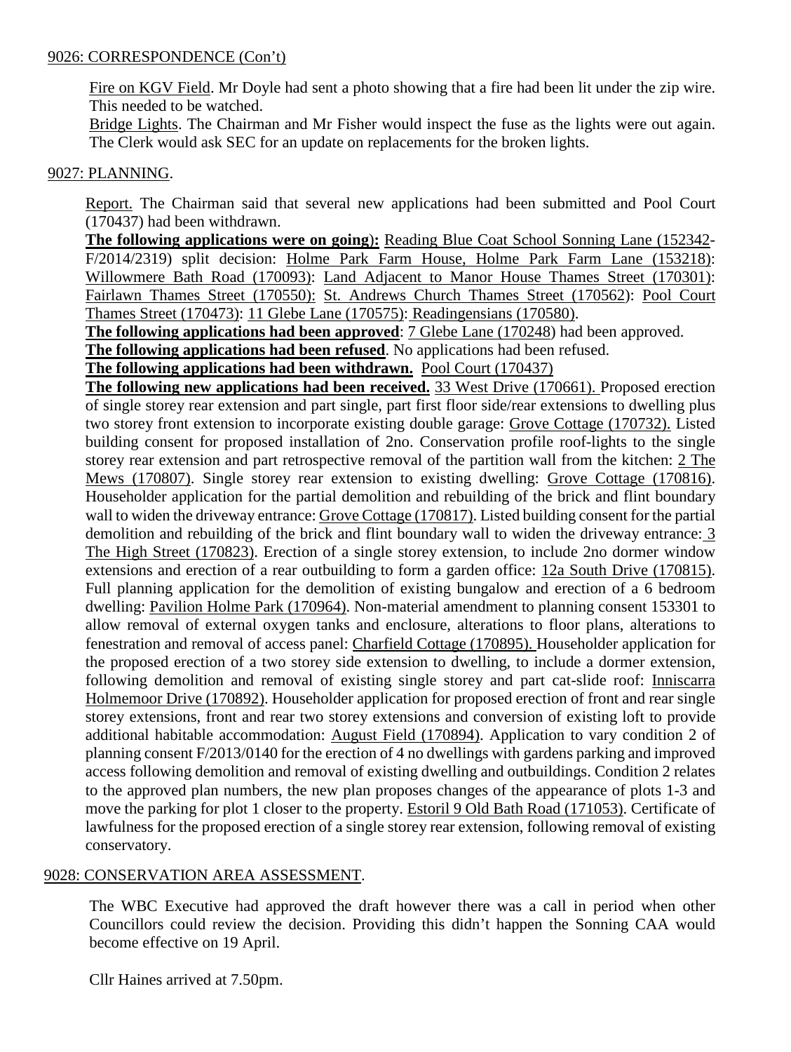9026: CORRESPONDENCE (Con't)

Fire on KGV Field. Mr Doyle had sent a photo showing that a fire had been lit under the zip wire. This needed to be watched.

Bridge Lights. The Chairman and Mr Fisher would inspect the fuse as the lights were out again. The Clerk would ask SEC for an update on replacements for the broken lights.

9027: PLANNING.

Report. The Chairman said that several new applications had been submitted and Pool Court (170437) had been withdrawn.

**The following applications were on going):** Reading Blue Coat School Sonning Lane (152342-F/2014/2319) split decision: Holme Park Farm House, Holme Park Farm Lane (153218): Willowmere Bath Road (170093): Land Adjacent to Manor House Thames Street (170301): Fairlawn Thames Street (170550): St. Andrews Church Thames Street (170562): Pool Court Thames Street (170473): 11 Glebe Lane (170575): Readingensians (170580).

**The following applications had been approved**: 7 Glebe Lane (170248) had been approved.

**The following applications had been refused**. No applications had been refused.

**The following applications had been withdrawn.** Pool Court (170437)

**The following new applications had been received.** 33 West Drive (170661). Proposed erection of single storey rear extension and part single, part first floor side/rear extensions to dwelling plus two storey front extension to incorporate existing double garage: Grove Cottage (170732). Listed building consent for proposed installation of 2no. Conservation profile roof-lights to the single storey rear extension and part retrospective removal of the partition wall from the kitchen: 2 The Mews (170807). Single storey rear extension to existing dwelling: Grove Cottage (170816). Householder application for the partial demolition and rebuilding of the brick and flint boundary wall to widen the driveway entrance: Grove Cottage (170817). Listed building consent for the partial demolition and rebuilding of the brick and flint boundary wall to widen the driveway entrance: 3 The High Street (170823). Erection of a single storey extension, to include 2no dormer window extensions and erection of a rear outbuilding to form a garden office: 12a South Drive (170815). Full planning application for the demolition of existing bungalow and erection of a 6 bedroom dwelling: Pavilion Holme Park (170964). Non-material amendment to planning consent 153301 to allow removal of external oxygen tanks and enclosure, alterations to floor plans, alterations to fenestration and removal of access panel: Charfield Cottage (170895). Householder application for the proposed erection of a two storey side extension to dwelling, to include a dormer extension, following demolition and removal of existing single storey and part cat-slide roof: Inniscarra Holmemoor Drive (170892). Householder application for proposed erection of front and rear single storey extensions, front and rear two storey extensions and conversion of existing loft to provide additional habitable accommodation: August Field (170894). Application to vary condition 2 of planning consent F/2013/0140 for the erection of 4 no dwellings with gardens parking and improved access following demolition and removal of existing dwelling and outbuildings. Condition 2 relates to the approved plan numbers, the new plan proposes changes of the appearance of plots 1-3 and move the parking for plot 1 closer to the property. Estoril 9 Old Bath Road (171053). Certificate of lawfulness for the proposed erection of a single storey rear extension, following removal of existing conservatory.

9028: CONSERVATION AREA ASSESSMENT.

The WBC Executive had approved the draft however there was a call in period when other Councillors could review the decision. Providing this didn't happen the Sonning CAA would become effective on 19 April.

Cllr Haines arrived at 7.50pm.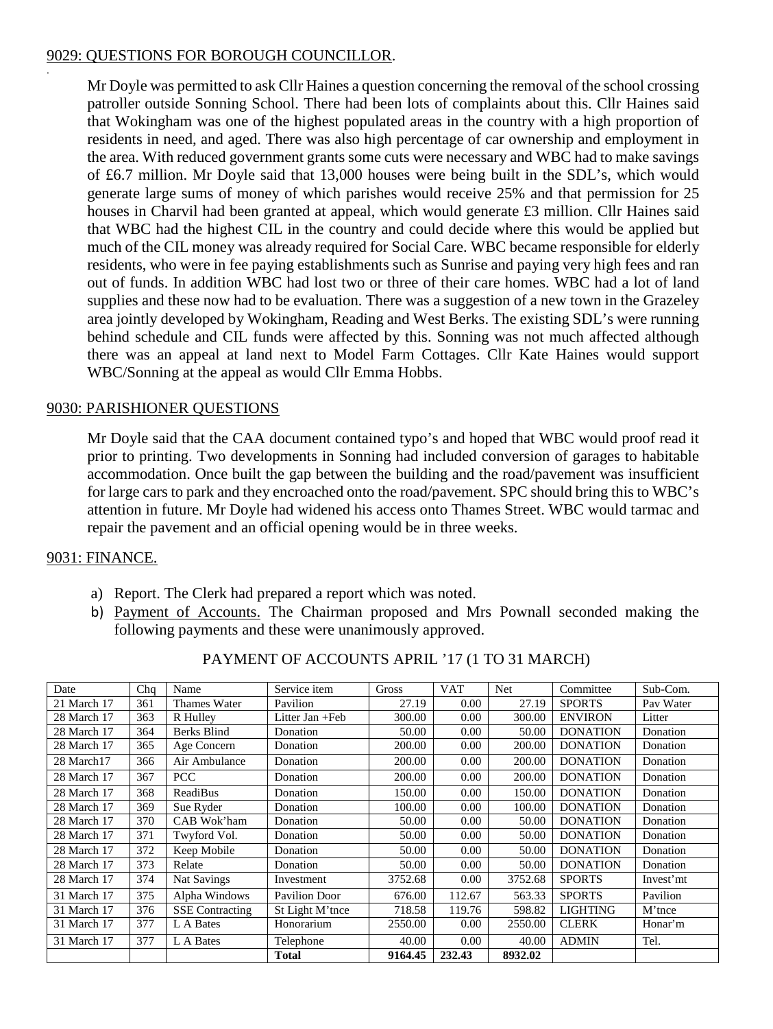## 9029: QUESTIONS FOR BOROUGH COUNCILLOR.

Mr Doyle was permitted to ask Cllr Haines a question concerning the removal of the school crossing patroller outside Sonning School. There had been lots of complaints about this. Cllr Haines said that Wokingham was one of the highest populated areas in the country with a high proportion of residents in need, and aged. There was also high percentage of car ownership and employment in the area. With reduced government grants some cuts were necessary and WBC had to make savings of £6.7 million. Mr Doyle said that 13,000 houses were being built in the SDL's, which would generate large sums of money of which parishes would receive 25% and that permission for 25 houses in Charvil had been granted at appeal, which would generate £3 million. Cllr Haines said that WBC had the highest CIL in the country and could decide where this would be applied but much of the CIL money was already required for Social Care. WBC became responsible for elderly residents, who were in fee paying establishments such as Sunrise and paying very high fees and ran out of funds. In addition WBC had lost two or three of their care homes. WBC had a lot of land supplies and these now had to be evaluation. There was a suggestion of a new town in the Grazeley area jointly developed by Wokingham, Reading and West Berks. The existing SDL's were running behind schedule and CIL funds were affected by this. Sonning was not much affected although there was an appeal at land next to Model Farm Cottages. Cllr Kate Haines would support WBC/Sonning at the appeal as would Cllr Emma Hobbs.

## 9030: PARISHIONER QUESTIONS

Mr Doyle said that the CAA document contained typo's and hoped that WBC would proof read it prior to printing. Two developments in Sonning had included conversion of garages to habitable accommodation. Once built the gap between the building and the road/pavement was insufficient for large cars to park and they encroached onto the road/pavement. SPC should bring this to WBC's attention in future. Mr Doyle had widened his access onto Thames Street. WBC would tarmac and repair the pavement and an official opening would be in three weeks.

## 9031: FINANCE.

a) Report. The Clerk had prepared a report which was noted.
b) Payment of Accounts. The Chairman proposed and Mrs Pownall seconded making the following payments and these were unanimously approved.

PAYMENT OF ACCOUNTS APRIL '17 (1 TO 31 MARCH)

| Date | Chq | Name | Service item | Gross | VAT | Net | Committee | Sub-Com. |
|---|---|---|---|---|---|---|---|---|
| 21 March 17 | 361 | Thames Water | Pavilion | 27.19 | 0.00 | 27.19 | SPORTS | Pav Water |
| 28 March 17 | 363 | R Hulley | Litter Jan +Feb | 300.00 | 0.00 | 300.00 | ENVIRON | Litter |
| 28 March 17 | 364 | Berks Blind | Donation | 50.00 | 0.00 | 50.00 | DONATION | Donation |
| 28 March 17 | 365 | Age Concern | Donation | 200.00 | 0.00 | 200.00 | DONATION | Donation |
| 28 March17 | 366 | Air Ambulance | Donation | 200.00 | 0.00 | 200.00 | DONATION | Donation |
| 28 March 17 | 367 | PCC | Donation | 200.00 | 0.00 | 200.00 | DONATION | Donation |
| 28 March 17 | 368 | ReadiBus | Donation | 150.00 | 0.00 | 150.00 | DONATION | Donation |
| 28 March 17 | 369 | Sue Ryder | Donation | 100.00 | 0.00 | 100.00 | DONATION | Donation |
| 28 March 17 | 370 | CAB Wok'ham | Donation | 50.00 | 0.00 | 50.00 | DONATION | Donation |
| 28 March 17 | 371 | Twyford Vol. | Donation | 50.00 | 0.00 | 50.00 | DONATION | Donation |
| 28 March 17 | 372 | Keep Mobile | Donation | 50.00 | 0.00 | 50.00 | DONATION | Donation |
| 28 March 17 | 373 | Relate | Donation | 50.00 | 0.00 | 50.00 | DONATION | Donation |
| 28 March 17 | 374 | Nat Savings | Investment | 3752.68 | 0.00 | 3752.68 | SPORTS | Invest'mt |
| 31 March 17 | 375 | Alpha Windows | Pavilion Door | 676.00 | 112.67 | 563.33 | SPORTS | Pavilion |
| 31 March 17 | 376 | SSE Contracting | St Light M'tnce | 718.58 | 119.76 | 598.82 | LIGHTING | M'tnce |
| 31 March 17 | 377 | L A Bates | Honorarium | 2550.00 | 0.00 | 2550.00 | CLERK | Honar'm |
| 31 March 17 | 377 | L A Bates | Telephone | 40.00 | 0.00 | 40.00 | ADMIN | Tel. |
| | | | **Total** | **9164.45** | **232.43** | **8932.02** | | |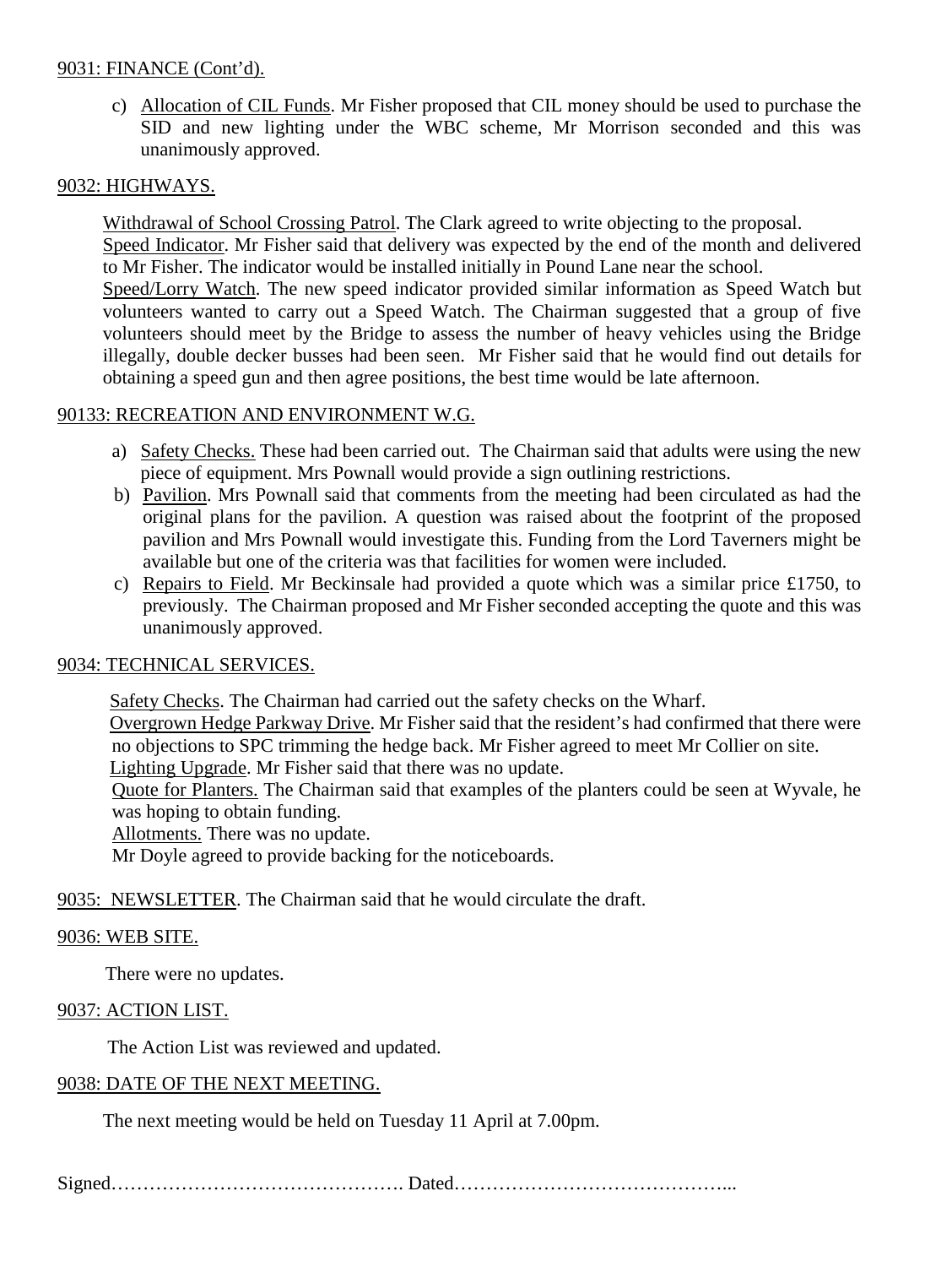9031: FINANCE (Cont'd).

c) Allocation of CIL Funds. Mr Fisher proposed that CIL money should be used to purchase the SID and new lighting under the WBC scheme, Mr Morrison seconded and this was unanimously approved.

9032: HIGHWAYS.

Withdrawal of School Crossing Patrol. The Clark agreed to write objecting to the proposal.
Speed Indicator. Mr Fisher said that delivery was expected by the end of the month and delivered to Mr Fisher. The indicator would be installed initially in Pound Lane near the school.
Speed/Lorry Watch. The new speed indicator provided similar information as Speed Watch but volunteers wanted to carry out a Speed Watch. The Chairman suggested that a group of five volunteers should meet by the Bridge to assess the number of heavy vehicles using the Bridge illegally, double decker busses had been seen. Mr Fisher said that he would find out details for obtaining a speed gun and then agree positions, the best time would be late afternoon.

90133: RECREATION AND ENVIRONMENT W.G.

a) Safety Checks. These had been carried out. The Chairman said that adults were using the new piece of equipment. Mrs Pownall would provide a sign outlining restrictions.
b) Pavilion. Mrs Pownall said that comments from the meeting had been circulated as had the original plans for the pavilion. A question was raised about the footprint of the proposed pavilion and Mrs Pownall would investigate this. Funding from the Lord Taverners might be available but one of the criteria was that facilities for women were included.
c) Repairs to Field. Mr Beckinsale had provided a quote which was a similar price £1750, to previously. The Chairman proposed and Mr Fisher seconded accepting the quote and this was unanimously approved.

9034: TECHNICAL SERVICES.

Safety Checks. The Chairman had carried out the safety checks on the Wharf.
Overgrown Hedge Parkway Drive. Mr Fisher said that the resident's had confirmed that there were no objections to SPC trimming the hedge back. Mr Fisher agreed to meet Mr Collier on site.
Lighting Upgrade. Mr Fisher said that there was no update.
Quote for Planters. The Chairman said that examples of the planters could be seen at Wyvale, he was hoping to obtain funding.
Allotments. There was no update.
Mr Doyle agreed to provide backing for the noticeboards.

9035: NEWSLETTER. The Chairman said that he would circulate the draft.

9036: WEB SITE.

There were no updates.

9037: ACTION LIST.

The Action List was reviewed and updated.

9038: DATE OF THE NEXT MEETING.

The next meeting would be held on Tuesday 11 April at 7.00pm.

Signed………………………………………. Dated……………………………………...